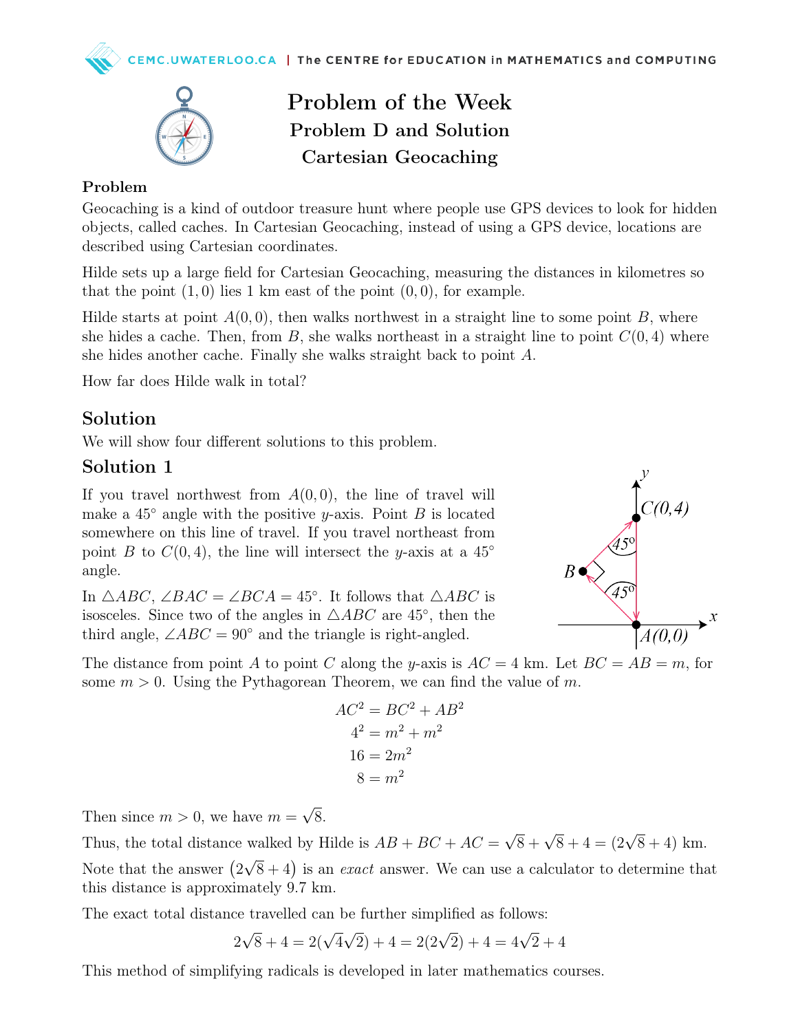# Problem of the Week
## Problem D and Solution
## Cartesian Geocaching

### Problem

Geocaching is a kind of outdoor treasure hunt where people use GPS devices to look for hidden objects, called caches. In Cartesian Geocaching, instead of using a GPS device, locations are described using Cartesian coordinates.

Hilde sets up a large field for Cartesian Geocaching, measuring the distances in kilometres so that the point $(1, 0)$ lies 1 km east of the point $(0, 0)$, for example.

Hilde starts at point $A(0, 0)$, then walks northwest in a straight line to some point $B$, where she hides a cache. Then, from $B$, she walks northeast in a straight line to point $C(0, 4)$ where she hides another cache. Finally she walks straight back to point $A$.

How far does Hilde walk in total?

## Solution

We will show four different solutions to this problem.

## Solution 1

If you travel northwest from $A(0, 0)$, the line of travel will make a $45^\circ$ angle with the positive $y$-axis. Point $B$ is located somewhere on this line of travel. If you travel northeast from point $B$ to $C(0, 4)$, the line will intersect the $y$-axis at a $45^\circ$ angle.

In $\triangle ABC$, $\angle BAC = \angle BCA = 45^\circ$. It follows that $\triangle ABC$ is isosceles. Since two of the angles in $\triangle ABC$ are $45^\circ$, then the third angle, $\angle ABC = 90^\circ$ and the triangle is right-angled.

The distance from point $A$ to point $C$ along the $y$-axis is $AC = 4$ km. Let $BC = AB = m$, for some $m > 0$. Using the Pythagorean Theorem, we can find the value of $m$.

$$\begin{aligned} AC^2 &= BC^2 + AB^2 \\ 4^2 &= m^2 + m^2 \\ 16 &= 2m^2 \\ 8 &= m^2 \end{aligned}$$

Then since $m > 0$, we have $m = \sqrt{8}$.

Thus, the total distance walked by Hilde is $AB + BC + AC = \sqrt{8} + \sqrt{8} + 4 = (2\sqrt{8} + 4)$ km.

Note that the answer $(2\sqrt{8} + 4)$ is an *exact* answer. We can use a calculator to determine that this distance is approximately 9.7 km.

The exact total distance travelled can be further simplified as follows:

$$2\sqrt{8} + 4 = 2(\sqrt{4}\sqrt{2}) + 4 = 2(2\sqrt{2}) + 4 = 4\sqrt{2} + 4$$

This method of simplifying radicals is developed in later mathematics courses.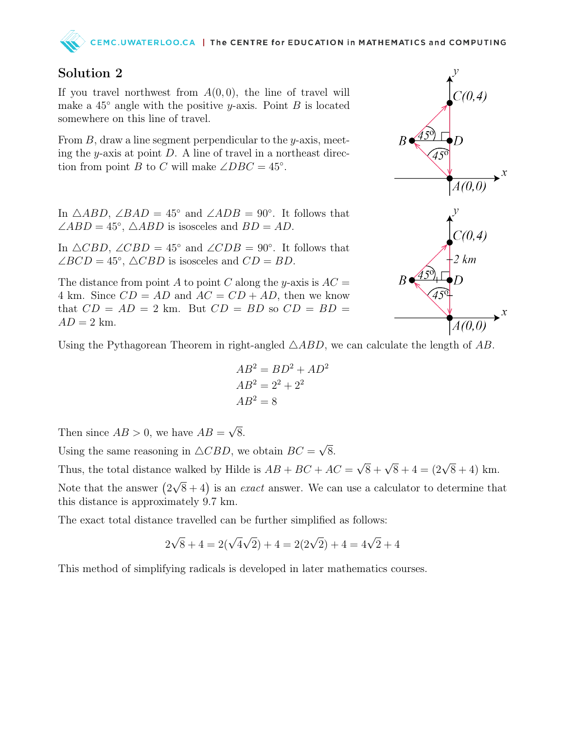## Solution 2

If you travel northwest from $A(0,0)$, the line of travel will make a $45^\circ$ angle with the positive $y$-axis. Point $B$ is located somewhere on this line of travel.

From $B$, draw a line segment perpendicular to the $y$-axis, meeting the $y$-axis at point $D$. A line of travel in a northeast direction from point $B$ to $C$ will make $\angle DBC = 45^\circ$.

In $\triangle ABD$, $\angle BAD = 45^\circ$ and $\angle ADB = 90^\circ$. It follows that $\angle ABD = 45^\circ$, $\triangle ABD$ is isosceles and $BD = AD$.

In $\triangle CBD$, $\angle CBD = 45^\circ$ and $\angle CDB = 90^\circ$. It follows that $\angle BCD = 45^\circ$, $\triangle CBD$ is isosceles and $CD = BD$.

The distance from point $A$ to point $C$ along the $y$-axis is $AC = 4$ km. Since $CD = AD$ and $AC = CD + AD$, then we know that $CD = AD = 2$ km. But $CD = BD$ so $CD = BD = AD = 2$ km.

Using the Pythagorean Theorem in right-angled $\triangle ABD$, we can calculate the length of $AB$.

$$AB^2 = BD^2 + AD^2$$
$$AB^2 = 2^2 + 2^2$$
$$AB^2 = 8$$

Then since $AB > 0$, we have $AB = \sqrt{8}$.

Using the same reasoning in $\triangle CBD$, we obtain $BC = \sqrt{8}$.

Thus, the total distance walked by Hilde is $AB + BC + AC = \sqrt{8} + \sqrt{8} + 4 = (2\sqrt{8} + 4)$ km.

Note that the answer $\left(2\sqrt{8} + 4\right)$ is an *exact* answer. We can use a calculator to determine that this distance is approximately 9.7 km.

The exact total distance travelled can be further simplified as follows:

$$2\sqrt{8} + 4 = 2(\sqrt{4}\sqrt{2}) + 4 = 2(2\sqrt{2}) + 4 = 4\sqrt{2} + 4$$

This method of simplifying radicals is developed in later mathematics courses.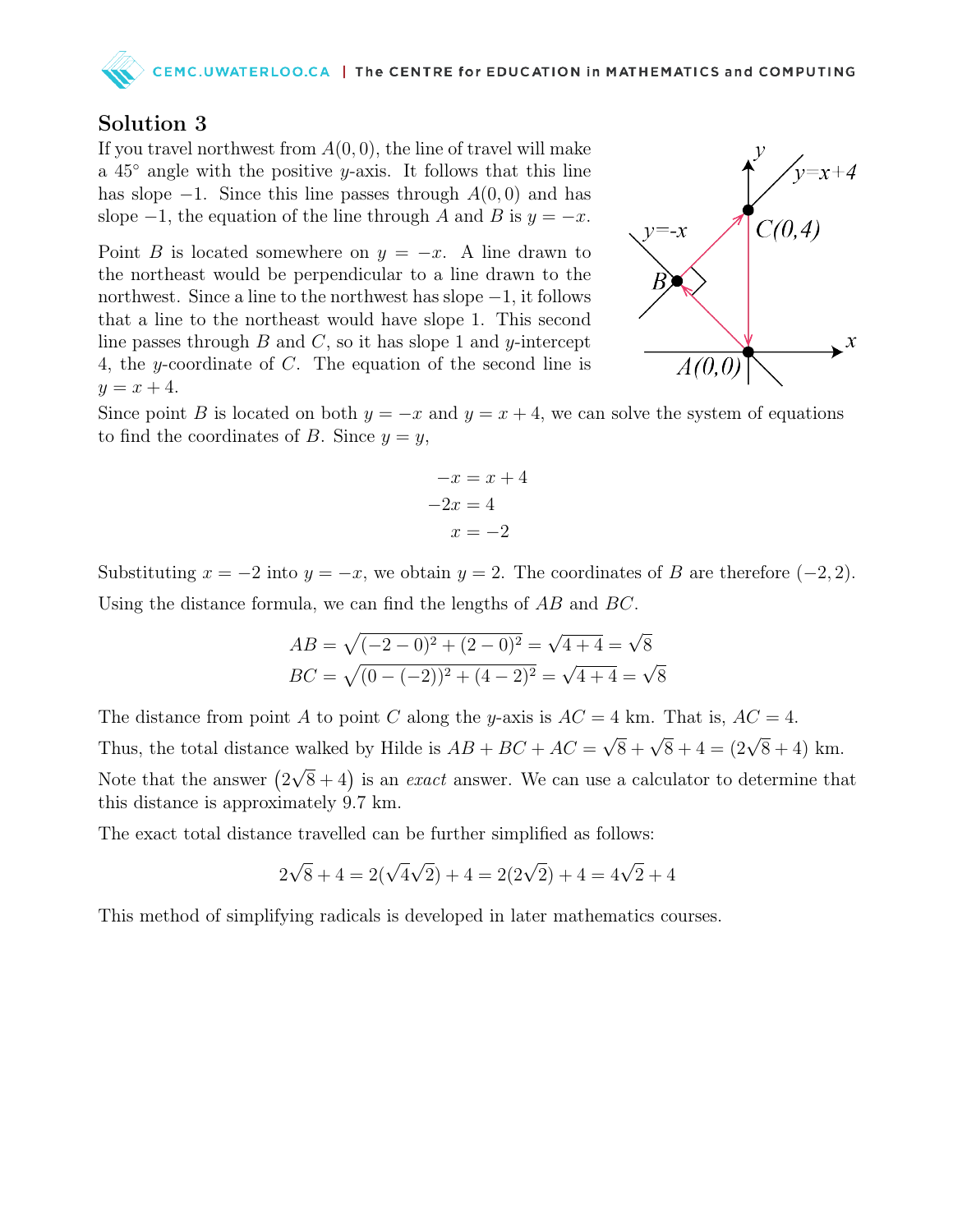## Solution 3

If you travel northwest from $A(0, 0)$, the line of travel will make a $45°$ angle with the positive $y$-axis. It follows that this line has slope $-1$. Since this line passes through $A(0, 0)$ and has slope $-1$, the equation of the line through $A$ and $B$ is $y = -x$.

Point $B$ is located somewhere on $y = -x$. A line drawn to the northeast would be perpendicular to a line drawn to the northwest. Since a line to the northwest has slope $-1$, it follows that a line to the northeast would have slope 1. This second line passes through $B$ and $C$, so it has slope 1 and $y$-intercept 4, the $y$-coordinate of $C$. The equation of the second line is $y = x + 4$.

Since point $B$ is located on both $y = -x$ and $y = x + 4$, we can solve the system of equations to find the coordinates of $B$. Since $y = y$,

$$
\begin{aligned}
-x &= x + 4 \\
-2x &= 4 \\
x &= -2
\end{aligned}
$$

Substituting $x = -2$ into $y = -x$, we obtain $y = 2$. The coordinates of $B$ are therefore $(-2, 2)$.

Using the distance formula, we can find the lengths of $AB$ and $BC$.

$$
\begin{aligned}
AB &= \sqrt{(-2-0)^2 + (2-0)^2} = \sqrt{4+4} = \sqrt{8} \\
BC &= \sqrt{(0-(-2))^2 + (4-2)^2} = \sqrt{4+4} = \sqrt{8}
\end{aligned}
$$

The distance from point $A$ to point $C$ along the $y$-axis is $AC = 4$ km. That is, $AC = 4$.

Thus, the total distance walked by Hilde is $AB + BC + AC = \sqrt{8} + \sqrt{8} + 4 = (2\sqrt{8} + 4)$ km.

Note that the answer $\left(2\sqrt{8} + 4\right)$ is an *exact* answer. We can use a calculator to determine that this distance is approximately 9.7 km.

The exact total distance travelled can be further simplified as follows:

$$2\sqrt{8} + 4 = 2(\sqrt{4}\sqrt{2}) + 4 = 2(2\sqrt{2}) + 4 = 4\sqrt{2} + 4$$

This method of simplifying radicals is developed in later mathematics courses.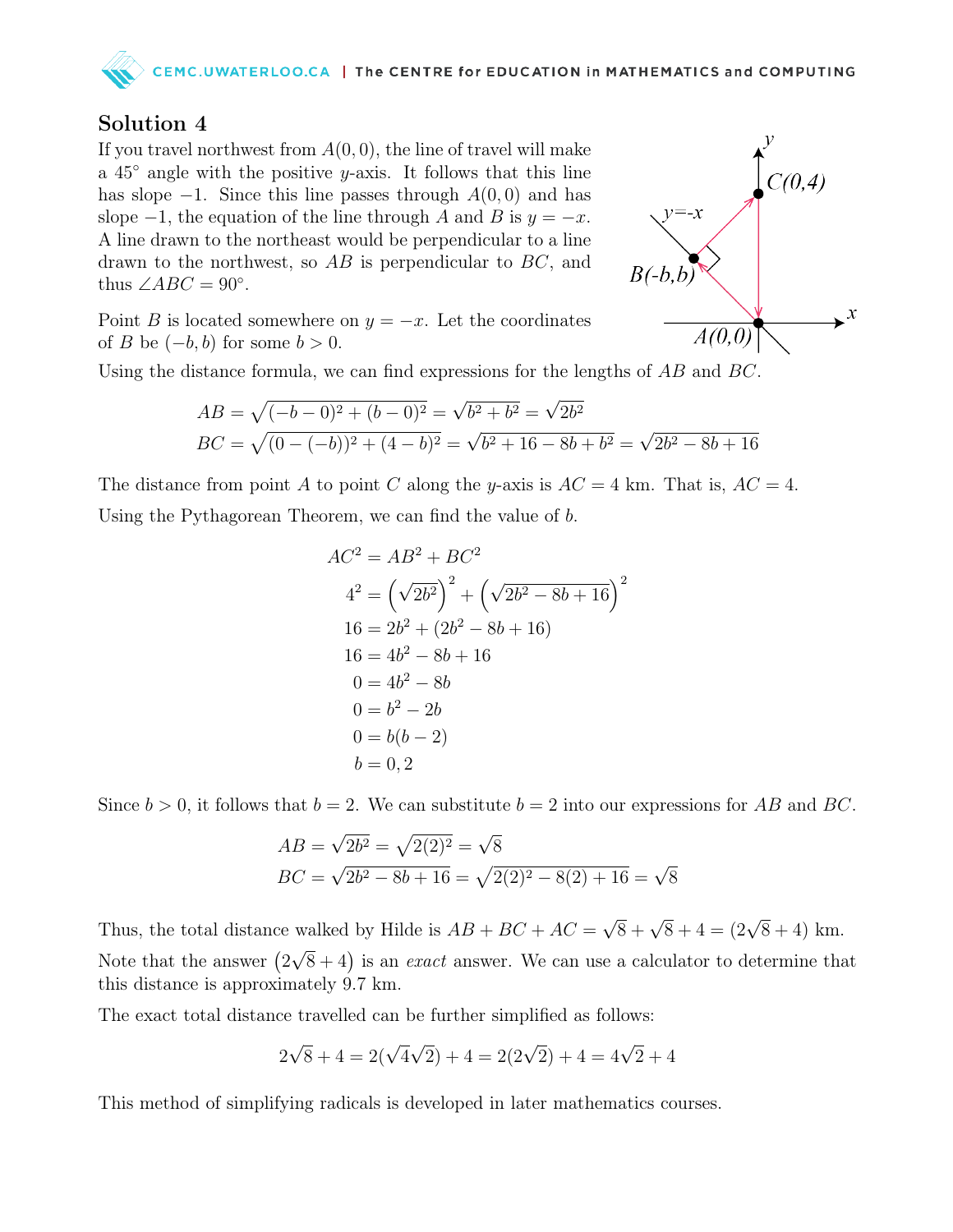## Solution 4

If you travel northwest from $A(0, 0)$, the line of travel will make a $45°$ angle with the positive $y$-axis. It follows that this line has slope $-1$. Since this line passes through $A(0, 0)$ and has slope $-1$, the equation of the line through $A$ and $B$ is $y = -x$. A line drawn to the northeast would be perpendicular to a line drawn to the northwest, so $AB$ is perpendicular to $BC$, and thus $\angle ABC = 90°$.

y

C(0,4)

y=-x

B(-b,b)

A(0,0)

x

Point $B$ is located somewhere on $y = -x$. Let the coordinates of $B$ be $(-b, b)$ for some $b > 0$.

Using the distance formula, we can find expressions for the lengths of $AB$ and $BC$.

$$AB = \sqrt{(-b-0)^2 + (b-0)^2} = \sqrt{b^2 + b^2} = \sqrt{2b^2}$$
$$BC = \sqrt{(0-(-b))^2 + (4-b)^2} = \sqrt{b^2 + 16 - 8b + b^2} = \sqrt{2b^2 - 8b + 16}$$

The distance from point $A$ to point $C$ along the $y$-axis is $AC = 4$ km. That is, $AC = 4$.

Using the Pythagorean Theorem, we can find the value of $b$.

$$\begin{aligned}
AC^2 &= AB^2 + BC^2 \\
4^2 &= \left(\sqrt{2b^2}\right)^2 + \left(\sqrt{2b^2 - 8b + 16}\right)^2 \\
16 &= 2b^2 + (2b^2 - 8b + 16) \\
16 &= 4b^2 - 8b + 16 \\
0 &= 4b^2 - 8b \\
0 &= b^2 - 2b \\
0 &= b(b-2) \\
b &= 0, 2
\end{aligned}$$

Since $b > 0$, it follows that $b = 2$. We can substitute $b = 2$ into our expressions for $AB$ and $BC$.

$$AB = \sqrt{2b^2} = \sqrt{2(2)^2} = \sqrt{8}$$
$$BC = \sqrt{2b^2 - 8b + 16} = \sqrt{2(2)^2 - 8(2) + 16} = \sqrt{8}$$

Thus, the total distance walked by Hilde is $AB + BC + AC = \sqrt{8} + \sqrt{8} + 4 = (2\sqrt{8} + 4)$ km.

Note that the answer $\left(2\sqrt{8} + 4\right)$ is an *exact* answer. We can use a calculator to determine that this distance is approximately 9.7 km.

The exact total distance travelled can be further simplified as follows:

$$2\sqrt{8} + 4 = 2(\sqrt{4}\sqrt{2}) + 4 = 2(2\sqrt{2}) + 4 = 4\sqrt{2} + 4$$

This method of simplifying radicals is developed in later mathematics courses.